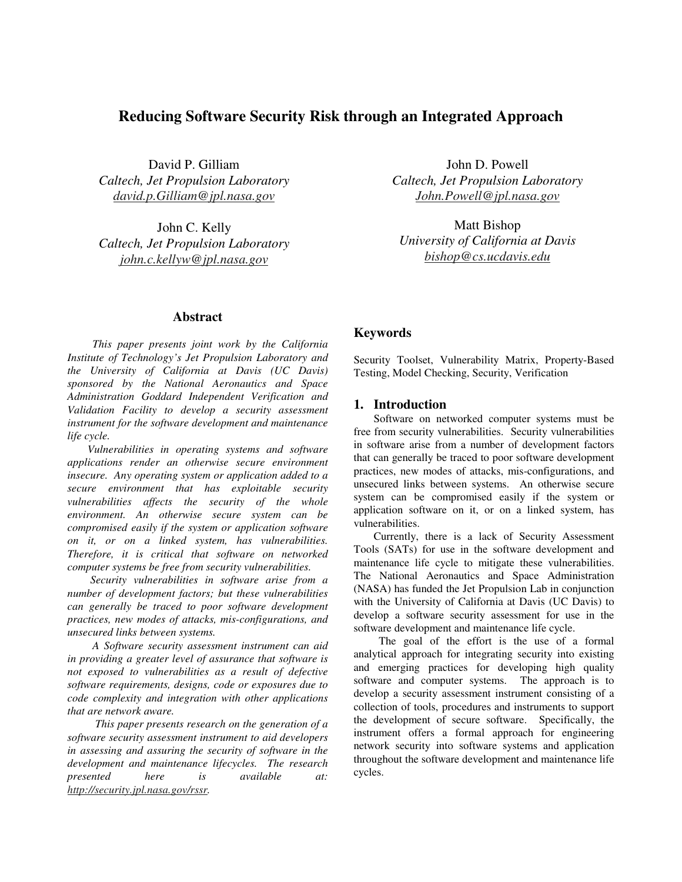# Reducing Software Security Risk through an Integrated Approach

David P. Gilliam
*Caltech, Jet Propulsion Laboratory*
david.p.Gilliam@jpl.nasa.gov

John D. Powell
*Caltech, Jet Propulsion Laboratory*
John.Powell@jpl.nasa.gov

John C. Kelly
*Caltech, Jet Propulsion Laboratory*
john.c.kellyw@jpl.nasa.gov

Matt Bishop
*University of California at Davis*
bishop@cs.ucdavis.edu

## Abstract

*This paper presents joint work by the California Institute of Technology's Jet Propulsion Laboratory and the University of California at Davis (UC Davis) sponsored by the National Aeronautics and Space Administration Goddard Independent Verification and Validation Facility to develop a security assessment instrument for the software development and maintenance life cycle.*

*Vulnerabilities in operating systems and software applications render an otherwise secure environment insecure. Any operating system or application added to a secure environment that has exploitable security vulnerabilities affects the security of the whole environment. An otherwise secure system can be compromised easily if the system or application software on it, or on a linked system, has vulnerabilities. Therefore, it is critical that software on networked computer systems be free from security vulnerabilities.*

*Security vulnerabilities in software arise from a number of development factors; but these vulnerabilities can generally be traced to poor software development practices, new modes of attacks, mis-configurations, and unsecured links between systems.*

*A Software security assessment instrument can aid in providing a greater level of assurance that software is not exposed to vulnerabilities as a result of defective software requirements, designs, code or exposures due to code complexity and integration with other applications that are network aware.*

*This paper presents research on the generation of a software security assessment instrument to aid developers in assessing and assuring the security of software in the development and maintenance lifecycles. The research presented here is available at:* http://security.jpl.nasa.gov/rssr.

## Keywords

Security Toolset, Vulnerability Matrix, Property-Based Testing, Model Checking, Security, Verification

## 1. Introduction

Software on networked computer systems must be free from security vulnerabilities. Security vulnerabilities in software arise from a number of development factors that can generally be traced to poor software development practices, new modes of attacks, mis-configurations, and unsecured links between systems. An otherwise secure system can be compromised easily if the system or application software on it, or on a linked system, has vulnerabilities.

Currently, there is a lack of Security Assessment Tools (SATs) for use in the software development and maintenance life cycle to mitigate these vulnerabilities. The National Aeronautics and Space Administration (NASA) has funded the Jet Propulsion Lab in conjunction with the University of California at Davis (UC Davis) to develop a software security assessment for use in the software development and maintenance life cycle.

The goal of the effort is the use of a formal analytical approach for integrating security into existing and emerging practices for developing high quality software and computer systems. The approach is to develop a security assessment instrument consisting of a collection of tools, procedures and instruments to support the development of secure software. Specifically, the instrument offers a formal approach for engineering network security into software systems and application throughout the software development and maintenance life cycles.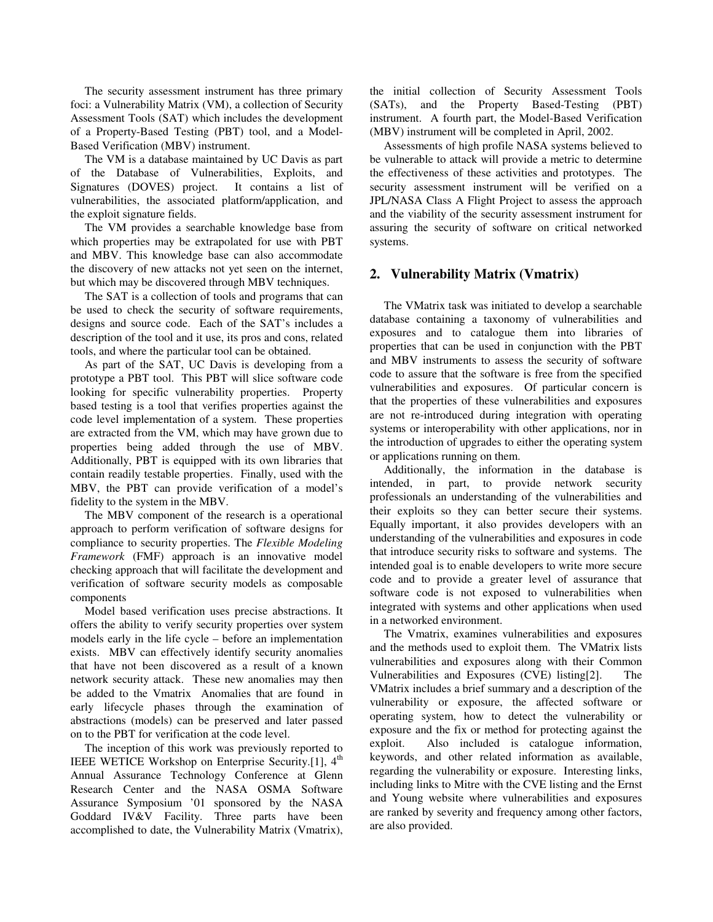The security assessment instrument has three primary foci: a Vulnerability Matrix (VM), a collection of Security Assessment Tools (SAT) which includes the development of a Property-Based Testing (PBT) tool, and a Model-Based Verification (MBV) instrument.

The VM is a database maintained by UC Davis as part of the Database of Vulnerabilities, Exploits, and Signatures (DOVES) project. It contains a list of vulnerabilities, the associated platform/application, and the exploit signature fields.

The VM provides a searchable knowledge base from which properties may be extrapolated for use with PBT and MBV. This knowledge base can also accommodate the discovery of new attacks not yet seen on the internet, but which may be discovered through MBV techniques.

The SAT is a collection of tools and programs that can be used to check the security of software requirements, designs and source code. Each of the SAT's includes a description of the tool and it use, its pros and cons, related tools, and where the particular tool can be obtained.

As part of the SAT, UC Davis is developing from a prototype a PBT tool. This PBT will slice software code looking for specific vulnerability properties. Property based testing is a tool that verifies properties against the code level implementation of a system. These properties are extracted from the VM, which may have grown due to properties being added through the use of MBV. Additionally, PBT is equipped with its own libraries that contain readily testable properties. Finally, used with the MBV, the PBT can provide verification of a model's fidelity to the system in the MBV.

The MBV component of the research is a operational approach to perform verification of software designs for compliance to security properties. The *Flexible Modeling Framework* (FMF) approach is an innovative model checking approach that will facilitate the development and verification of software security models as composable components

Model based verification uses precise abstractions. It offers the ability to verify security properties over system models early in the life cycle – before an implementation exists. MBV can effectively identify security anomalies that have not been discovered as a result of a known network security attack. These new anomalies may then be added to the Vmatrix Anomalies that are found in early lifecycle phases through the examination of abstractions (models) can be preserved and later passed on to the PBT for verification at the code level.

The inception of this work was previously reported to IEEE WETICE Workshop on Enterprise Security.[1], 4th Annual Assurance Technology Conference at Glenn Research Center and the NASA OSMA Software Assurance Symposium '01 sponsored by the NASA Goddard IV&V Facility. Three parts have been accomplished to date, the Vulnerability Matrix (Vmatrix), the initial collection of Security Assessment Tools (SATs), and the Property Based-Testing (PBT) instrument. A fourth part, the Model-Based Verification (MBV) instrument will be completed in April, 2002.

Assessments of high profile NASA systems believed to be vulnerable to attack will provide a metric to determine the effectiveness of these activities and prototypes. The security assessment instrument will be verified on a JPL/NASA Class A Flight Project to assess the approach and the viability of the security assessment instrument for assuring the security of software on critical networked systems.

## 2. Vulnerability Matrix (Vmatrix)

The VMatrix task was initiated to develop a searchable database containing a taxonomy of vulnerabilities and exposures and to catalogue them into libraries of properties that can be used in conjunction with the PBT and MBV instruments to assess the security of software code to assure that the software is free from the specified vulnerabilities and exposures. Of particular concern is that the properties of these vulnerabilities and exposures are not re-introduced during integration with operating systems or interoperability with other applications, nor in the introduction of upgrades to either the operating system or applications running on them.

Additionally, the information in the database is intended, in part, to provide network security professionals an understanding of the vulnerabilities and their exploits so they can better secure their systems. Equally important, it also provides developers with an understanding of the vulnerabilities and exposures in code that introduce security risks to software and systems. The intended goal is to enable developers to write more secure code and to provide a greater level of assurance that software code is not exposed to vulnerabilities when integrated with systems and other applications when used in a networked environment.

The Vmatrix, examines vulnerabilities and exposures and the methods used to exploit them. The VMatrix lists vulnerabilities and exposures along with their Common Vulnerabilities and Exposures (CVE) listing[2]. The VMatrix includes a brief summary and a description of the vulnerability or exposure, the affected software or operating system, how to detect the vulnerability or exposure and the fix or method for protecting against the exploit. Also included is catalogue information, keywords, and other related information as available, regarding the vulnerability or exposure. Interesting links, including links to Mitre with the CVE listing and the Ernst and Young website where vulnerabilities and exposures are ranked by severity and frequency among other factors, are also provided.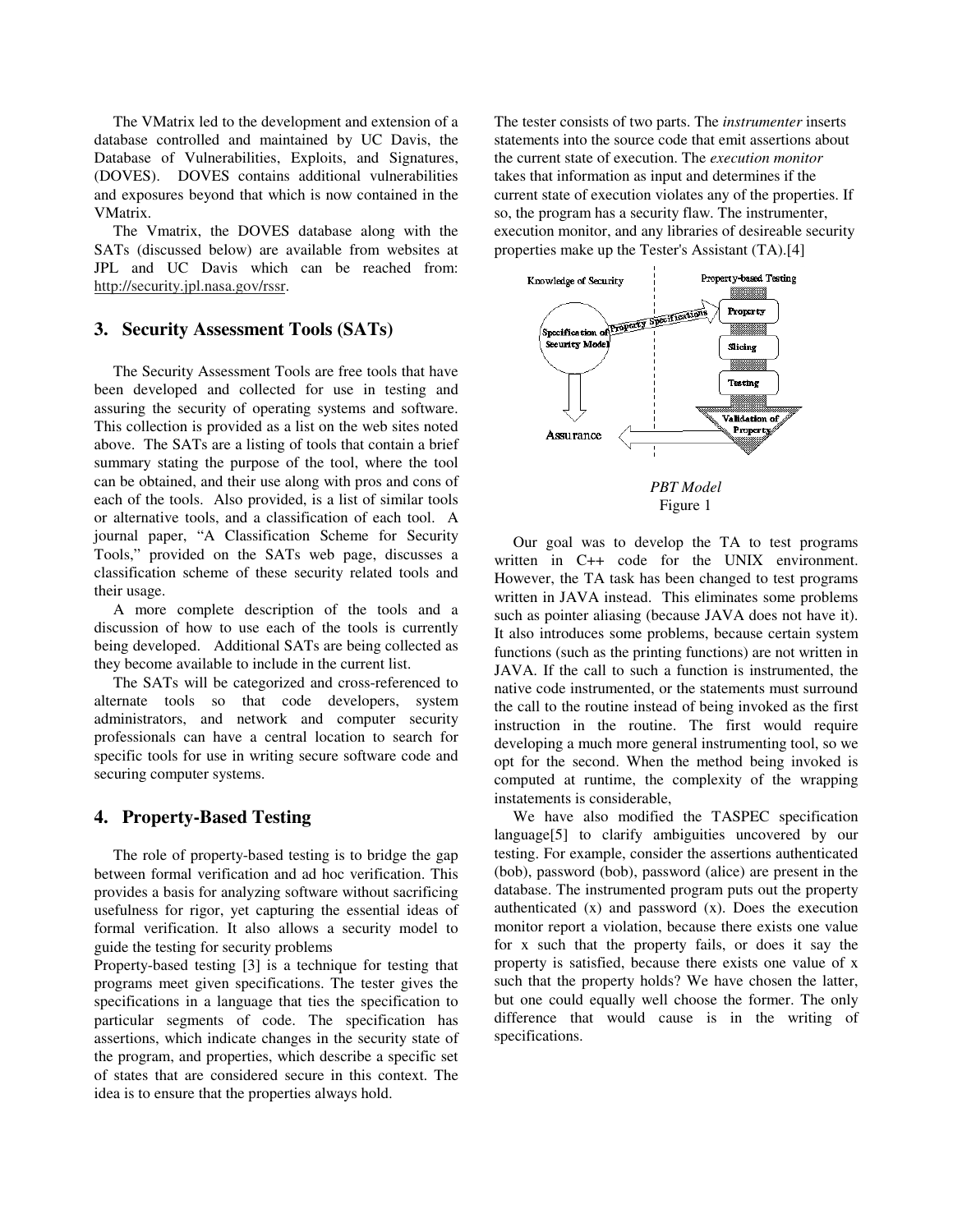The VMatrix led to the development and extension of a database controlled and maintained by UC Davis, the Database of Vulnerabilities, Exploits, and Signatures, (DOVES). DOVES contains additional vulnerabilities and exposures beyond that which is now contained in the VMatrix.

The Vmatrix, the DOVES database along with the SATs (discussed below) are available from websites at JPL and UC Davis which can be reached from: http://security.jpl.nasa.gov/rssr.

## 3. Security Assessment Tools (SATs)

The Security Assessment Tools are free tools that have been developed and collected for use in testing and assuring the security of operating systems and software. This collection is provided as a list on the web sites noted above. The SATs are a listing of tools that contain a brief summary stating the purpose of the tool, where the tool can be obtained, and their use along with pros and cons of each of the tools. Also provided, is a list of similar tools or alternative tools, and a classification of each tool. A journal paper, "A Classification Scheme for Security Tools," provided on the SATs web page, discusses a classification scheme of these security related tools and their usage.

A more complete description of the tools and a discussion of how to use each of the tools is currently being developed. Additional SATs are being collected as they become available to include in the current list.

The SATs will be categorized and cross-referenced to alternate tools so that code developers, system administrators, and network and computer security professionals can have a central location to search for specific tools for use in writing secure software code and securing computer systems.

## 4. Property-Based Testing

The role of property-based testing is to bridge the gap between formal verification and ad hoc verification. This provides a basis for analyzing software without sacrificing usefulness for rigor, yet capturing the essential ideas of formal verification. It also allows a security model to guide the testing for security problems

Property-based testing [3] is a technique for testing that programs meet given specifications. The tester gives the specifications in a language that ties the specification to particular segments of code. The specification has assertions, which indicate changes in the security state of the program, and properties, which describe a specific set of states that are considered secure in this context. The idea is to ensure that the properties always hold.

The tester consists of two parts. The *instrumenter* inserts statements into the source code that emit assertions about the current state of execution. The *execution monitor* takes that information as input and determines if the current state of execution violates any of the properties. If so, the program has a security flaw. The instrumenter, execution monitor, and any libraries of desireable security properties make up the Tester's Assistant (TA).[4]

*PBT Model*
Figure 1

Our goal was to develop the TA to test programs written in C++ code for the UNIX environment. However, the TA task has been changed to test programs written in JAVA instead. This eliminates some problems such as pointer aliasing (because JAVA does not have it). It also introduces some problems, because certain system functions (such as the printing functions) are not written in JAVA. If the call to such a function is instrumented, the native code instrumented, or the statements must surround the call to the routine instead of being invoked as the first instruction in the routine. The first would require developing a much more general instrumenting tool, so we opt for the second. When the method being invoked is computed at runtime, the complexity of the wrapping instatements is considerable,

We have also modified the TASPEC specification language[5] to clarify ambiguities uncovered by our testing. For example, consider the assertions authenticated (bob), password (bob), password (alice) are present in the database. The instrumented program puts out the property authenticated (x) and password (x). Does the execution monitor report a violation, because there exists one value for x such that the property fails, or does it say the property is satisfied, because there exists one value of x such that the property holds? We have chosen the latter, but one could equally well choose the former. The only difference that would cause is in the writing of specifications.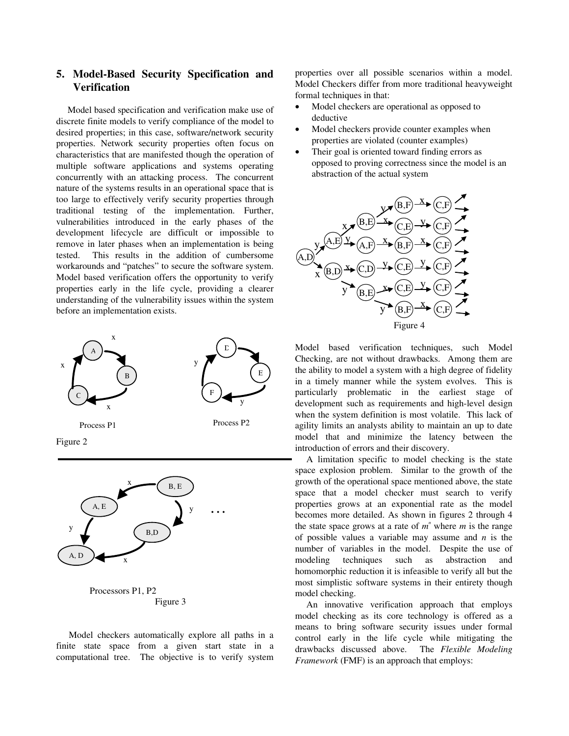## 5. Model-Based Security Specification and Verification

Model based specification and verification make use of discrete finite models to verify compliance of the model to desired properties; in this case, software/network security properties. Network security properties often focus on characteristics that are manifested though the operation of multiple software applications and systems operating concurrently with an attacking process. The concurrent nature of the systems results in an operational space that is too large to effectively verify security properties through traditional testing of the implementation. Further, vulnerabilities introduced in the early phases of the development lifecycle are difficult or impossible to remove in later phases when an implementation is being tested. This results in the addition of cumbersome workarounds and "patches" to secure the software system. Model based verification offers the opportunity to verify properties early in the life cycle, providing a clearer understanding of the vulnerability issues within the system before an implementation exists.

x
A
x
B
C
x
Process P1

D
y
E
F
y
Process P2

Figure 2

x
B, E
A, E
y
…
y
B,D
A, D
x
Processors P1, P2

Figure 3

Model checkers automatically explore all paths in a finite state space from a given start state in a computational tree. The objective is to verify system properties over all possible scenarios within a model. Model Checkers differ from more traditional heavyweight formal techniques in that:

- Model checkers are operational as opposed to deductive
- Model checkers provide counter examples when properties are violated (counter examples)
- Their goal is oriented toward finding errors as opposed to proving correctness since the model is an abstraction of the actual system

A,D
y
x
A,E
B,D
x
y
x
y
B,E
A,F
C,D
B,E
y
x
x
y
x
y
B,F
C,E
B,F
C,E
C,E
B,F
x
y
x
y
y
x
C,F
C,F
C,F
C,F
C,F
C,F

Figure 4

Model based verification techniques, such Model Checking, are not without drawbacks. Among them are the ability to model a system with a high degree of fidelity in a timely manner while the system evolves. This is particularly problematic in the earliest stage of development such as requirements and high-level design when the system definition is most volatile. This lack of agility limits an analysts ability to maintain an up to date model that and minimize the latency between the introduction of errors and their discovery.

A limitation specific to model checking is the state space explosion problem. Similar to the growth of the growth of the operational space mentioned above, the state space that a model checker must search to verify properties grows at an exponential rate as the model becomes more detailed. As shown in figures 2 through 4 the state space grows at a rate of $m^n$ where $m$ is the range of possible values a variable may assume and $n$ is the number of variables in the model. Despite the use of modeling techniques such as abstraction and homomorphic reduction it is infeasible to verify all but the most simplistic software systems in their entirety though model checking.

An innovative verification approach that employs model checking as its core technology is offered as a means to bring software security issues under formal control early in the life cycle while mitigating the drawbacks discussed above. The *Flexible Modeling Framework* (FMF) is an approach that employs: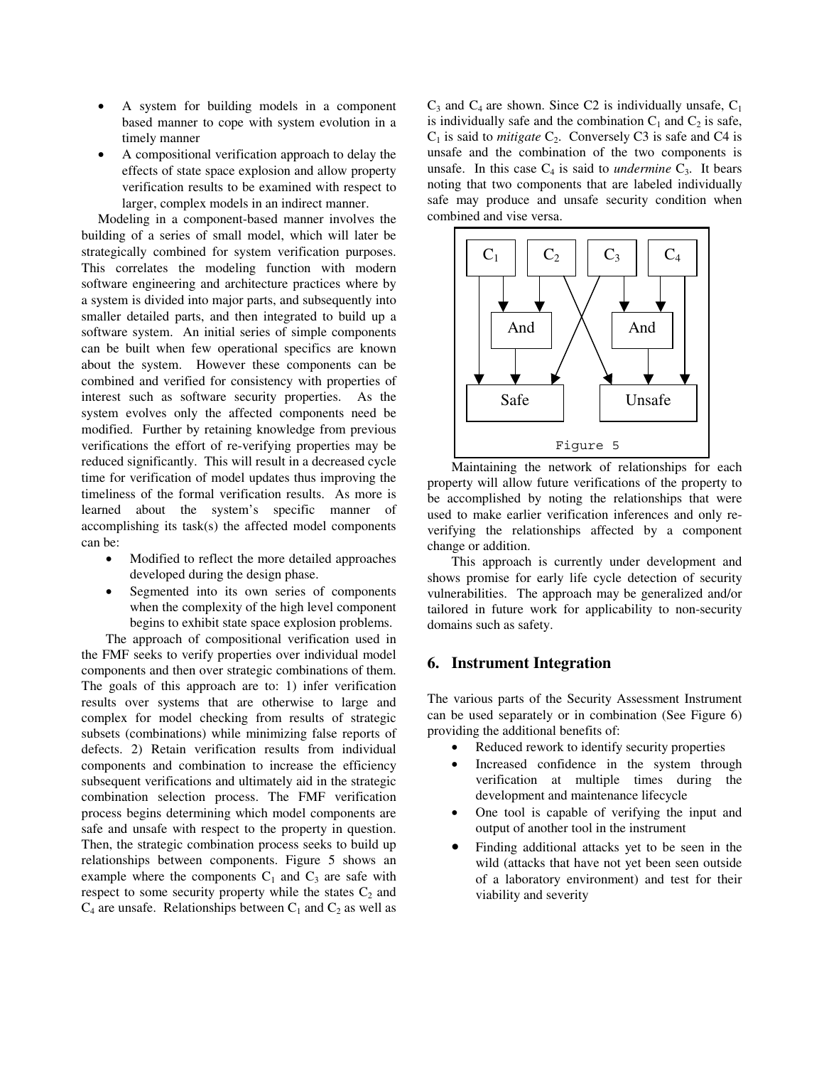- A system for building models in a component based manner to cope with system evolution in a timely manner
- A compositional verification approach to delay the effects of state space explosion and allow property verification results to be examined with respect to larger, complex models in an indirect manner.

Modeling in a component-based manner involves the building of a series of small model, which will later be strategically combined for system verification purposes. This correlates the modeling function with modern software engineering and architecture practices where by a system is divided into major parts, and subsequently into smaller detailed parts, and then integrated to build up a software system. An initial series of simple components can be built when few operational specifics are known about the system. However these components can be combined and verified for consistency with properties of interest such as software security properties. As the system evolves only the affected components need be modified. Further by retaining knowledge from previous verifications the effort of re-verifying properties may be reduced significantly. This will result in a decreased cycle time for verification of model updates thus improving the timeliness of the formal verification results. As more is learned about the system's specific manner of accomplishing its task(s) the affected model components can be:

- Modified to reflect the more detailed approaches developed during the design phase.
- Segmented into its own series of components when the complexity of the high level component begins to exhibit state space explosion problems.

The approach of compositional verification used in the FMF seeks to verify properties over individual model components and then over strategic combinations of them. The goals of this approach are to: 1) infer verification results over systems that are otherwise to large and complex for model checking from results of strategic subsets (combinations) while minimizing false reports of defects. 2) Retain verification results from individual components and combination to increase the efficiency subsequent verifications and ultimately aid in the strategic combination selection process. The FMF verification process begins determining which model components are safe and unsafe with respect to the property in question. Then, the strategic combination process seeks to build up relationships between components. Figure 5 shows an example where the components $C_1$ and $C_3$ are safe with respect to some security property while the states $C_2$ and $C_4$ are unsafe. Relationships between $C_1$ and $C_2$ as well as $C_3$ and $C_4$ are shown. Since C2 is individually unsafe, $C_1$ is individually safe and the combination $C_1$ and $C_2$ is safe, $C_1$ is said to *mitigate* $C_2$. Conversely C3 is safe and C4 is unsafe and the combination of the two components is unsafe. In this case $C_4$ is said to *undermine* $C_3$. It bears noting that two components that are labeled individually safe may produce and unsafe security condition when combined and vise versa.

Figure 5

Maintaining the network of relationships for each property will allow future verifications of the property to be accomplished by noting the relationships that were used to make earlier verification inferences and only re-verifying the relationships affected by a component change or addition.

This approach is currently under development and shows promise for early life cycle detection of security vulnerabilities. The approach may be generalized and/or tailored in future work for applicability to non-security domains such as safety.

## 6. Instrument Integration

The various parts of the Security Assessment Instrument can be used separately or in combination (See Figure 6) providing the additional benefits of:

- Reduced rework to identify security properties
- Increased confidence in the system through verification at multiple times during the development and maintenance lifecycle
- One tool is capable of verifying the input and output of another tool in the instrument
- Finding additional attacks yet to be seen in the wild (attacks that have not yet been seen outside of a laboratory environment) and test for their viability and severity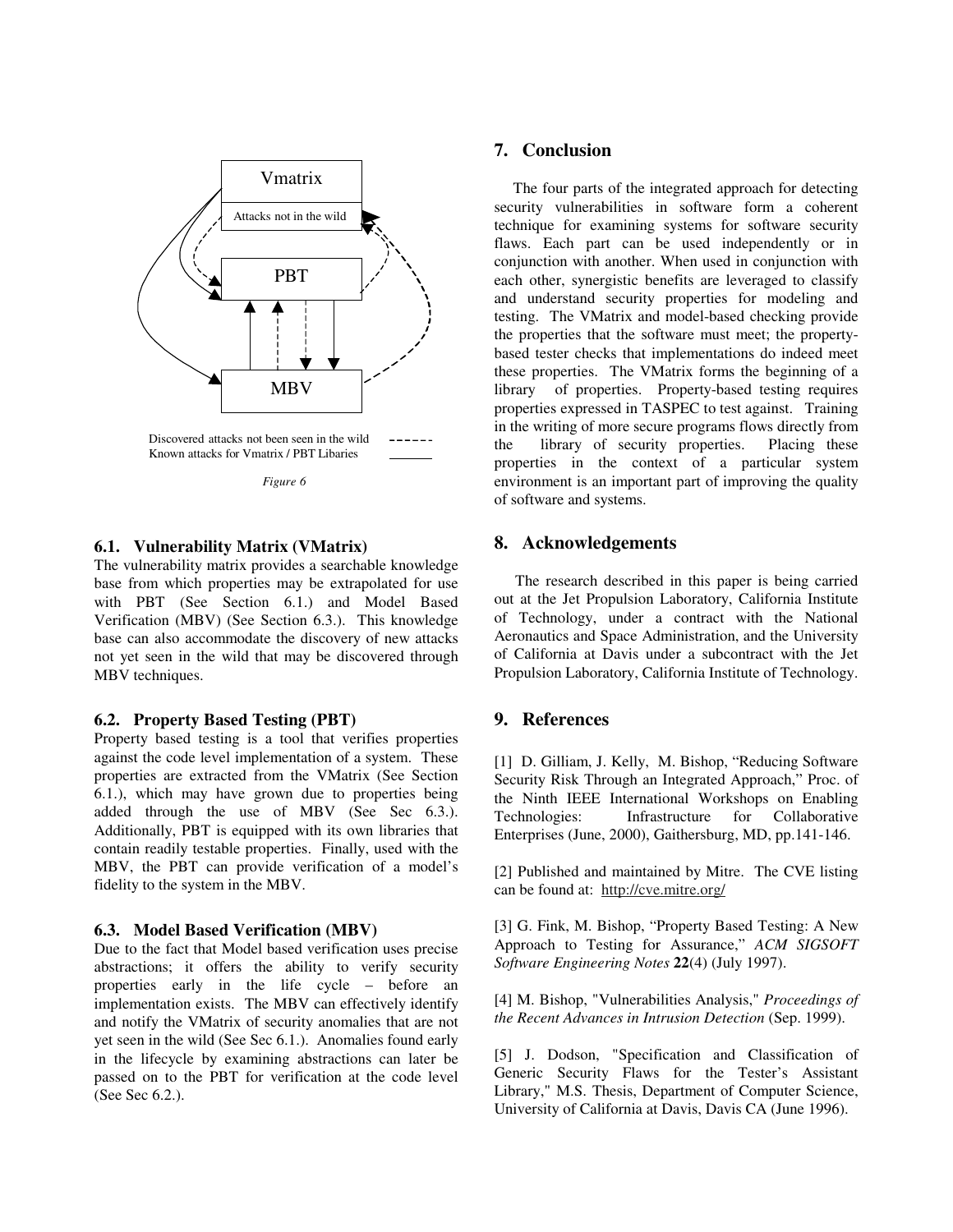Figure 6

### 6.1. Vulnerability Matrix (VMatrix)

The vulnerability matrix provides a searchable knowledge base from which properties may be extrapolated for use with PBT (See Section 6.1.) and Model Based Verification (MBV) (See Section 6.3.). This knowledge base can also accommodate the discovery of new attacks not yet seen in the wild that may be discovered through MBV techniques.

### 6.2. Property Based Testing (PBT)

Property based testing is a tool that verifies properties against the code level implementation of a system. These properties are extracted from the VMatrix (See Section 6.1.), which may have grown due to properties being added through the use of MBV (See Sec 6.3.). Additionally, PBT is equipped with its own libraries that contain readily testable properties. Finally, used with the MBV, the PBT can provide verification of a model's fidelity to the system in the MBV.

### 6.3. Model Based Verification (MBV)

Due to the fact that Model based verification uses precise abstractions; it offers the ability to verify security properties early in the life cycle – before an implementation exists. The MBV can effectively identify and notify the VMatrix of security anomalies that are not yet seen in the wild (See Sec 6.1.). Anomalies found early in the lifecycle by examining abstractions can later be passed on to the PBT for verification at the code level (See Sec 6.2.).

## 7. Conclusion

The four parts of the integrated approach for detecting security vulnerabilities in software form a coherent technique for examining systems for software security flaws. Each part can be used independently or in conjunction with another. When used in conjunction with each other, synergistic benefits are leveraged to classify and understand security properties for modeling and testing. The VMatrix and model-based checking provide the properties that the software must meet; the property-based tester checks that implementations do indeed meet these properties. The VMatrix forms the beginning of a library of properties. Property-based testing requires properties expressed in TASPEC to test against. Training in the writing of more secure programs flows directly from the library of security properties. Placing these properties in the context of a particular system environment is an important part of improving the quality of software and systems.

## 8. Acknowledgements

The research described in this paper is being carried out at the Jet Propulsion Laboratory, California Institute of Technology, under a contract with the National Aeronautics and Space Administration, and the University of California at Davis under a subcontract with the Jet Propulsion Laboratory, California Institute of Technology.

## 9. References

[1] D. Gilliam, J. Kelly, M. Bishop, "Reducing Software Security Risk Through an Integrated Approach," Proc. of the Ninth IEEE International Workshops on Enabling Technologies: Infrastructure for Collaborative Enterprises (June, 2000), Gaithersburg, MD, pp.141-146.

[2] Published and maintained by Mitre. The CVE listing can be found at: http://cve.mitre.org/

[3] G. Fink, M. Bishop, "Property Based Testing: A New Approach to Testing for Assurance," *ACM SIGSOFT Software Engineering Notes* **22**(4) (July 1997).

[4] M. Bishop, "Vulnerabilities Analysis," *Proceedings of the Recent Advances in Intrusion Detection* (Sep. 1999).

[5] J. Dodson, "Specification and Classification of Generic Security Flaws for the Tester's Assistant Library," M.S. Thesis, Department of Computer Science, University of California at Davis, Davis CA (June 1996).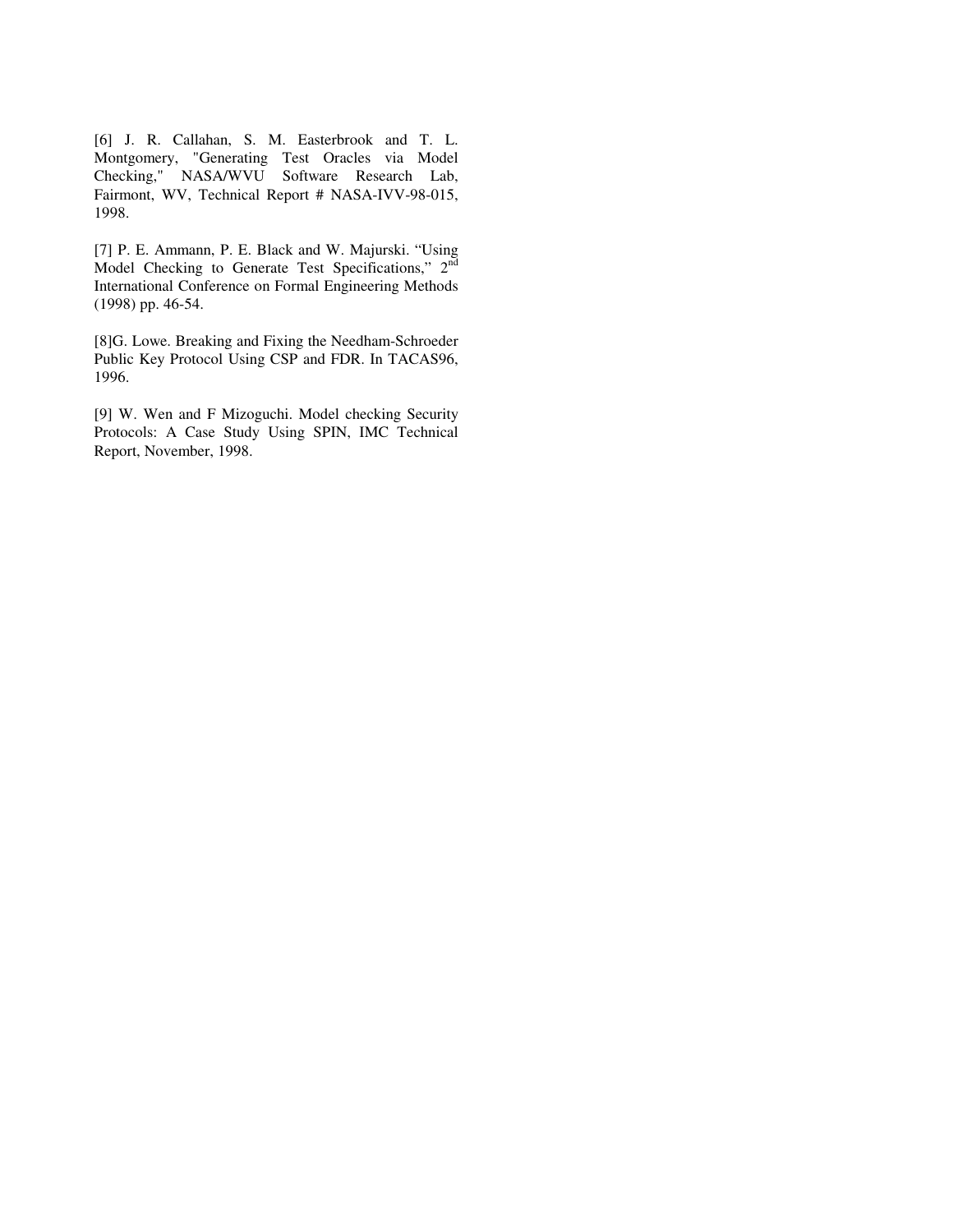[6] J. R. Callahan, S. M. Easterbrook and T. L. Montgomery, "Generating Test Oracles via Model Checking," NASA/WVU Software Research Lab, Fairmont, WV, Technical Report # NASA-IVV-98-015, 1998.

[7] P. E. Ammann, P. E. Black and W. Majurski. "Using Model Checking to Generate Test Specifications," 2nd International Conference on Formal Engineering Methods (1998) pp. 46-54.

[8]G. Lowe. Breaking and Fixing the Needham-Schroeder Public Key Protocol Using CSP and FDR. In TACAS96, 1996.

[9] W. Wen and F Mizoguchi. Model checking Security Protocols: A Case Study Using SPIN, IMC Technical Report, November, 1998.